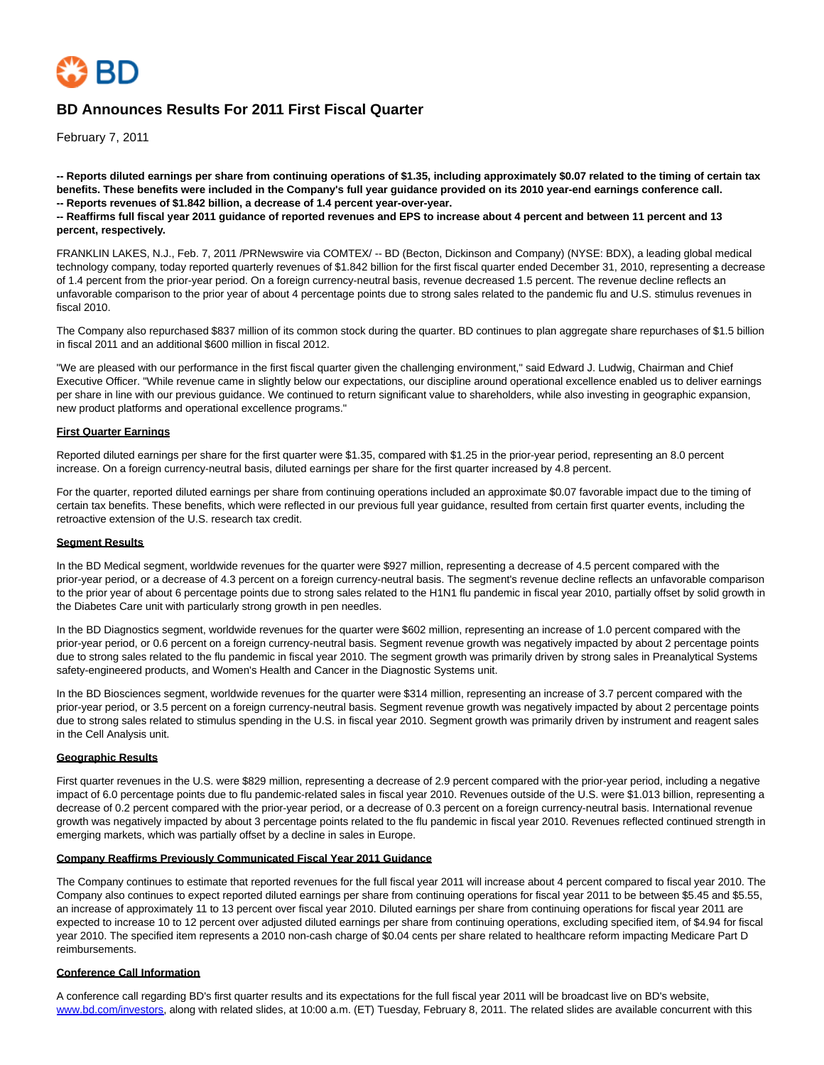# BD Announces Results For 2011 First Fiscal Quarter

February 7, 2011

**-- Reports diluted earnings per share from continuing operations of $1.35, including approximately $0.07 related to the timing of certain tax benefits. These benefits were included in the Company's full year guidance provided on its 2010 year-end earnings conference call.**
**-- Reports revenues of $1.842 billion, a decrease of 1.4 percent year-over-year.**
**-- Reaffirms full fiscal year 2011 guidance of reported revenues and EPS to increase about 4 percent and between 11 percent and 13 percent, respectively.**

FRANKLIN LAKES, N.J., Feb. 7, 2011 /PRNewswire via COMTEX/ -- BD (Becton, Dickinson and Company) (NYSE: BDX), a leading global medical technology company, today reported quarterly revenues of $1.842 billion for the first fiscal quarter ended December 31, 2010, representing a decrease of 1.4 percent from the prior-year period. On a foreign currency-neutral basis, revenue decreased 1.5 percent. The revenue decline reflects an unfavorable comparison to the prior year of about 4 percentage points due to strong sales related to the pandemic flu and U.S. stimulus revenues in fiscal 2010.

The Company also repurchased $837 million of its common stock during the quarter. BD continues to plan aggregate share repurchases of $1.5 billion in fiscal 2011 and an additional $600 million in fiscal 2012.

"We are pleased with our performance in the first fiscal quarter given the challenging environment," said Edward J. Ludwig, Chairman and Chief Executive Officer. "While revenue came in slightly below our expectations, our discipline around operational excellence enabled us to deliver earnings per share in line with our previous guidance. We continued to return significant value to shareholders, while also investing in geographic expansion, new product platforms and operational excellence programs."

## First Quarter Earnings

Reported diluted earnings per share for the first quarter were $1.35, compared with $1.25 in the prior-year period, representing an 8.0 percent increase. On a foreign currency-neutral basis, diluted earnings per share for the first quarter increased by 4.8 percent.

For the quarter, reported diluted earnings per share from continuing operations included an approximate $0.07 favorable impact due to the timing of certain tax benefits. These benefits, which were reflected in our previous full year guidance, resulted from certain first quarter events, including the retroactive extension of the U.S. research tax credit.

## Segment Results

In the BD Medical segment, worldwide revenues for the quarter were $927 million, representing a decrease of 4.5 percent compared with the prior-year period, or a decrease of 4.3 percent on a foreign currency-neutral basis. The segment's revenue decline reflects an unfavorable comparison to the prior year of about 6 percentage points due to strong sales related to the H1N1 flu pandemic in fiscal year 2010, partially offset by solid growth in the Diabetes Care unit with particularly strong growth in pen needles.

In the BD Diagnostics segment, worldwide revenues for the quarter were $602 million, representing an increase of 1.0 percent compared with the prior-year period, or 0.6 percent on a foreign currency-neutral basis. Segment revenue growth was negatively impacted by about 2 percentage points due to strong sales related to the flu pandemic in fiscal year 2010. The segment growth was primarily driven by strong sales in Preanalytical Systems safety-engineered products, and Women's Health and Cancer in the Diagnostic Systems unit.

In the BD Biosciences segment, worldwide revenues for the quarter were $314 million, representing an increase of 3.7 percent compared with the prior-year period, or 3.5 percent on a foreign currency-neutral basis. Segment revenue growth was negatively impacted by about 2 percentage points due to strong sales related to stimulus spending in the U.S. in fiscal year 2010. Segment growth was primarily driven by instrument and reagent sales in the Cell Analysis unit.

## Geographic Results

First quarter revenues in the U.S. were $829 million, representing a decrease of 2.9 percent compared with the prior-year period, including a negative impact of 6.0 percentage points due to flu pandemic-related sales in fiscal year 2010. Revenues outside of the U.S. were $1.013 billion, representing a decrease of 0.2 percent compared with the prior-year period, or a decrease of 0.3 percent on a foreign currency-neutral basis. International revenue growth was negatively impacted by about 3 percentage points related to the flu pandemic in fiscal year 2010. Revenues reflected continued strength in emerging markets, which was partially offset by a decline in sales in Europe.

## Company Reaffirms Previously Communicated Fiscal Year 2011 Guidance

The Company continues to estimate that reported revenues for the full fiscal year 2011 will increase about 4 percent compared to fiscal year 2010. The Company also continues to expect reported diluted earnings per share from continuing operations for fiscal year 2011 to be between $5.45 and $5.55, an increase of approximately 11 to 13 percent over fiscal year 2010. Diluted earnings per share from continuing operations for fiscal year 2011 are expected to increase 10 to 12 percent over adjusted diluted earnings per share from continuing operations, excluding specified item, of $4.94 for fiscal year 2010. The specified item represents a 2010 non-cash charge of $0.04 cents per share related to healthcare reform impacting Medicare Part D reimbursements.

## Conference Call Information

A conference call regarding BD's first quarter results and its expectations for the full fiscal year 2011 will be broadcast live on BD's website, www.bd.com/investors, along with related slides, at 10:00 a.m. (ET) Tuesday, February 8, 2011. The related slides are available concurrent with this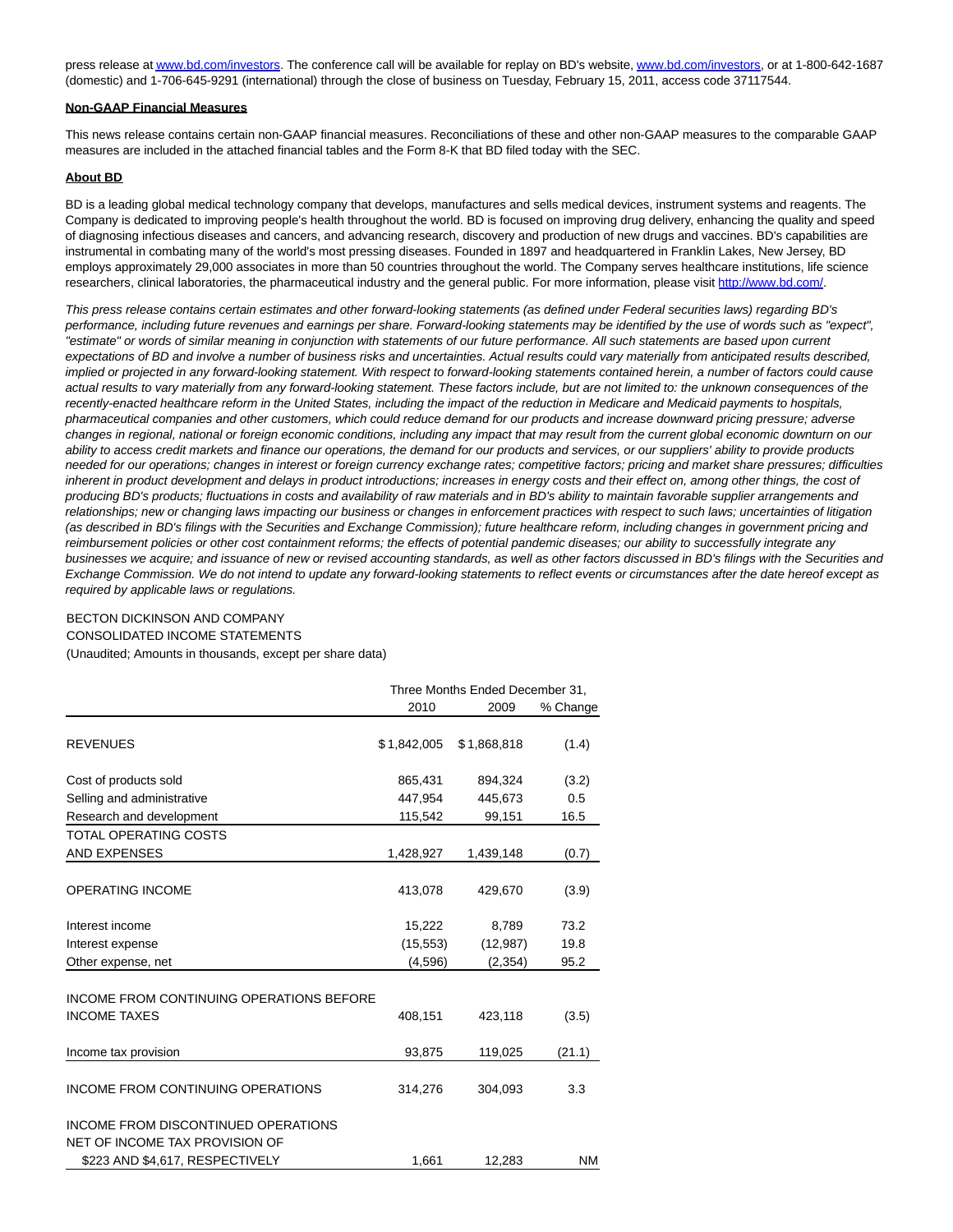press release at www.bd.com/investors. The conference call will be available for replay on BD's website, www.bd.com/investors, or at 1-800-642-1687 (domestic) and 1-706-645-9291 (international) through the close of business on Tuesday, February 15, 2011, access code 37117544.

**Non-GAAP Financial Measures**

This news release contains certain non-GAAP financial measures. Reconciliations of these and other non-GAAP measures to the comparable GAAP measures are included in the attached financial tables and the Form 8-K that BD filed today with the SEC.

**About BD**

BD is a leading global medical technology company that develops, manufactures and sells medical devices, instrument systems and reagents. The Company is dedicated to improving people's health throughout the world. BD is focused on improving drug delivery, enhancing the quality and speed of diagnosing infectious diseases and cancers, and advancing research, discovery and production of new drugs and vaccines. BD's capabilities are instrumental in combating many of the world's most pressing diseases. Founded in 1897 and headquartered in Franklin Lakes, New Jersey, BD employs approximately 29,000 associates in more than 50 countries throughout the world. The Company serves healthcare institutions, life science researchers, clinical laboratories, the pharmaceutical industry and the general public. For more information, please visit http://www.bd.com/.

*This press release contains certain estimates and other forward-looking statements (as defined under Federal securities laws) regarding BD's performance, including future revenues and earnings per share. Forward-looking statements may be identified by the use of words such as "expect", "estimate" or words of similar meaning in conjunction with statements of our future performance. All such statements are based upon current expectations of BD and involve a number of business risks and uncertainties. Actual results could vary materially from anticipated results described, implied or projected in any forward-looking statement. With respect to forward-looking statements contained herein, a number of factors could cause actual results to vary materially from any forward-looking statement. These factors include, but are not limited to: the unknown consequences of the recently-enacted healthcare reform in the United States, including the impact of the reduction in Medicare and Medicaid payments to hospitals, pharmaceutical companies and other customers, which could reduce demand for our products and increase downward pricing pressure; adverse changes in regional, national or foreign economic conditions, including any impact that may result from the current global economic downturn on our ability to access credit markets and finance our operations, the demand for our products and services, or our suppliers' ability to provide products needed for our operations; changes in interest or foreign currency exchange rates; competitive factors; pricing and market share pressures; difficulties inherent in product development and delays in product introductions; increases in energy costs and their effect on, among other things, the cost of producing BD's products; fluctuations in costs and availability of raw materials and in BD's ability to maintain favorable supplier arrangements and relationships; new or changing laws impacting our business or changes in enforcement practices with respect to such laws; uncertainties of litigation (as described in BD's filings with the Securities and Exchange Commission); future healthcare reform, including changes in government pricing and reimbursement policies or other cost containment reforms; the effects of potential pandemic diseases; our ability to successfully integrate any businesses we acquire; and issuance of new or revised accounting standards, as well as other factors discussed in BD's filings with the Securities and Exchange Commission. We do not intend to update any forward-looking statements to reflect events or circumstances after the date hereof except as required by applicable laws or regulations.*

BECTON DICKINSON AND COMPANY
CONSOLIDATED INCOME STATEMENTS
(Unaudited; Amounts in thousands, except per share data)

| | Three Months Ended December 31, | | |
|---|---|---|---|
| | 2010 | 2009 | % Change |
| REVENUES | $1,842,005 | $1,868,818 | (1.4) |
| Cost of products sold | 865,431 | 894,324 | (3.2) |
| Selling and administrative | 447,954 | 445,673 | 0.5 |
| Research and development | 115,542 | 99,151 | 16.5 |
| TOTAL OPERATING COSTS AND EXPENSES | 1,428,927 | 1,439,148 | (0.7) |
| OPERATING INCOME | 413,078 | 429,670 | (3.9) |
| Interest income | 15,222 | 8,789 | 73.2 |
| Interest expense | (15,553) | (12,987) | 19.8 |
| Other expense, net | (4,596) | (2,354) | 95.2 |
| INCOME FROM CONTINUING OPERATIONS BEFORE INCOME TAXES | 408,151 | 423,118 | (3.5) |
| Income tax provision | 93,875 | 119,025 | (21.1) |
| INCOME FROM CONTINUING OPERATIONS | 314,276 | 304,093 | 3.3 |
| INCOME FROM DISCONTINUED OPERATIONS NET OF INCOME TAX PROVISION OF $223 AND $4,617, RESPECTIVELY | 1,661 | 12,283 | NM |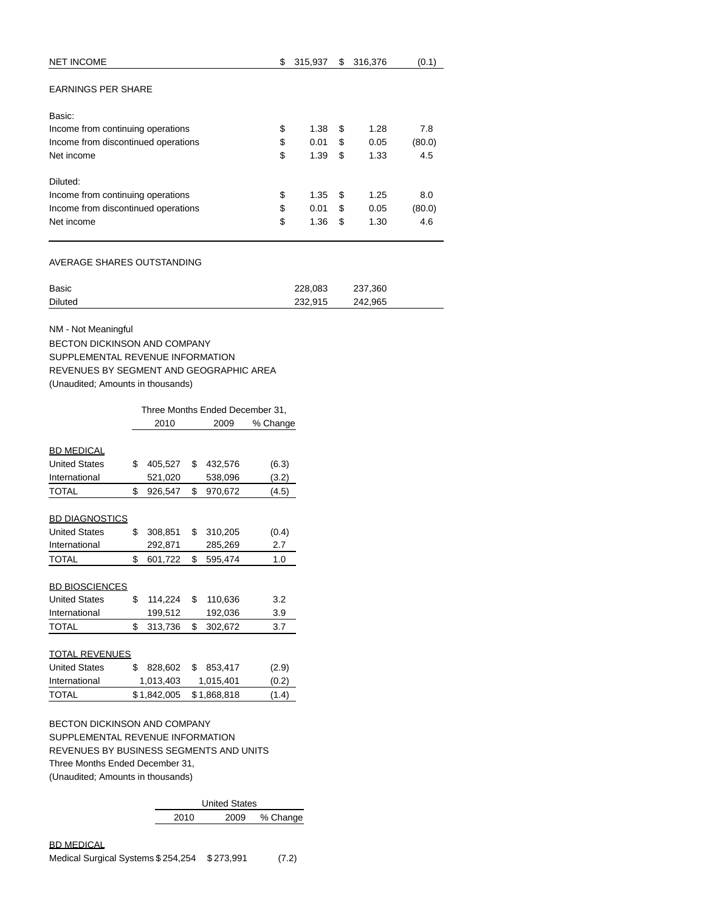| | | | |
|---|---|---|---|
| NET INCOME | $ 315,937 | $ 316,376 | (0.1) |
| | | | |
| EARNINGS PER SHARE | | | |
| | | | |
| Basic: | | | |
| Income from continuing operations | $ 1.38 | $ 1.28 | 7.8 |
| Income from discontinued operations | $ 0.01 | $ 0.05 | (80.0) |
| Net income | $ 1.39 | $ 1.33 | 4.5 |
| | | | |
| Diluted: | | | |
| Income from continuing operations | $ 1.35 | $ 1.25 | 8.0 |
| Income from discontinued operations | $ 0.01 | $ 0.05 | (80.0) |
| Net income | $ 1.36 | $ 1.30 | 4.6 |
| | | | |
| AVERAGE SHARES OUTSTANDING | | | |
| | | | |
| Basic | 228,083 | 237,360 | |
| Diluted | 232,915 | 242,965 | |

NM - Not Meaningful

BECTON DICKINSON AND COMPANY
SUPPLEMENTAL REVENUE INFORMATION
REVENUES BY SEGMENT AND GEOGRAPHIC AREA
(Unaudited; Amounts in thousands)

| | Three Months Ended December 31, | | |
|---|---|---|---|
| | 2010 | 2009 | % Change |
| **BD MEDICAL** | | | |
| United States | $ 405,527 | $ 432,576 | (6.3) |
| International | 521,020 | 538,096 | (3.2) |
| TOTAL | $ 926,547 | $ 970,672 | (4.5) |
| | | | |
| **BD DIAGNOSTICS** | | | |
| United States | $ 308,851 | $ 310,205 | (0.4) |
| International | 292,871 | 285,269 | 2.7 |
| TOTAL | $ 601,722 | $ 595,474 | 1.0 |
| | | | |
| **BD BIOSCIENCES** | | | |
| United States | $ 114,224 | $ 110,636 | 3.2 |
| International | 199,512 | 192,036 | 3.9 |
| TOTAL | $ 313,736 | $ 302,672 | 3.7 |
| | | | |
| **TOTAL REVENUES** | | | |
| United States | $ 828,602 | $ 853,417 | (2.9) |
| International | 1,013,403 | 1,015,401 | (0.2) |
| TOTAL | $ 1,842,005 | $ 1,868,818 | (1.4) |

BECTON DICKINSON AND COMPANY
SUPPLEMENTAL REVENUE INFORMATION
REVENUES BY BUSINESS SEGMENTS AND UNITS
Three Months Ended December 31,
(Unaudited; Amounts in thousands)

| | United States | | |
|---|---|---|---|
| | 2010 | 2009 | % Change |
| **BD MEDICAL** | | | |
| Medical Surgical Systems | $ 254,254 | $ 273,991 | (7.2) |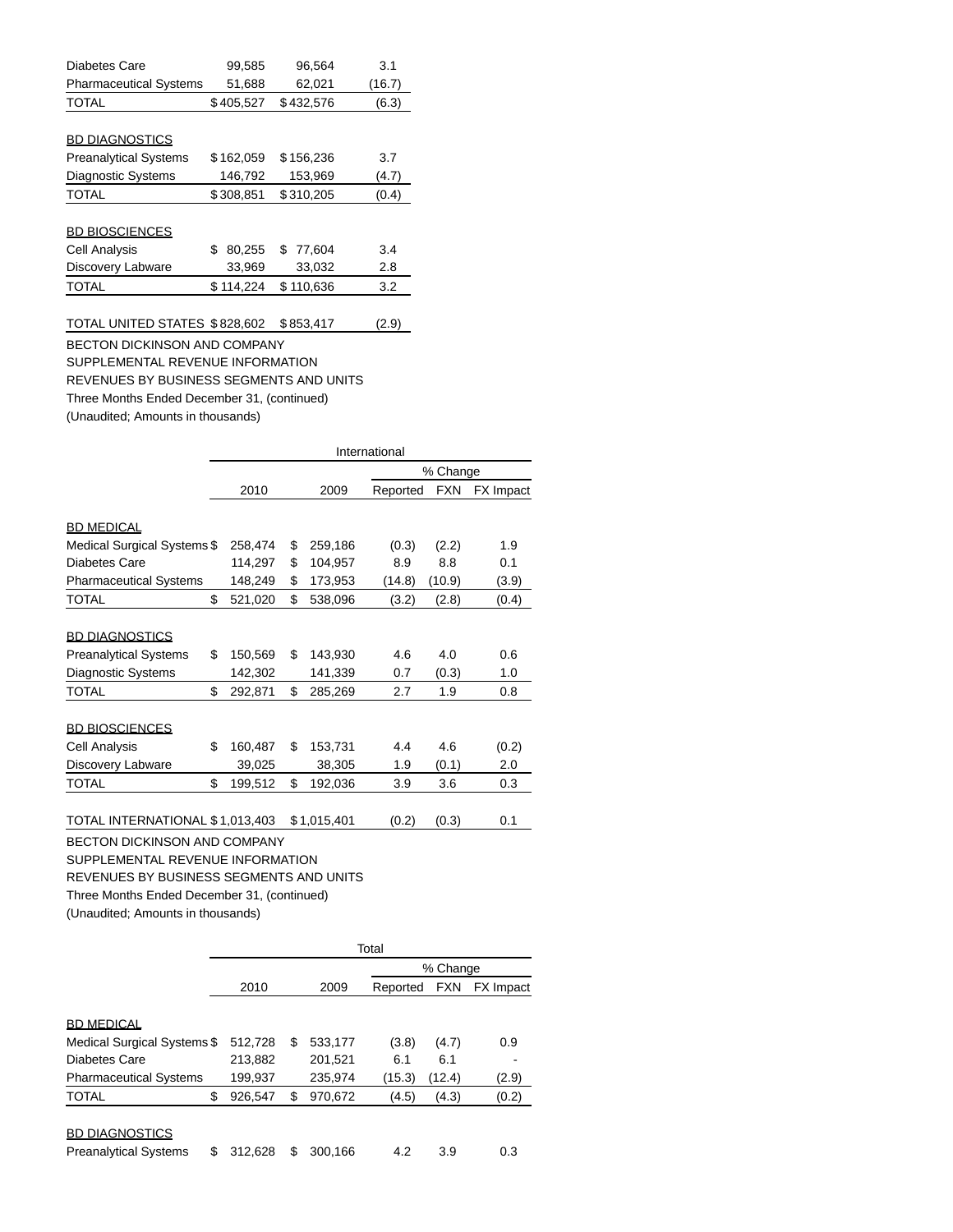| | | | |
|---|---|---|---|
| Diabetes Care | 99,585 | 96,564 | 3.1 |
| Pharmaceutical Systems | 51,688 | 62,021 | (16.7) |
| TOTAL | $405,527 | $432,576 | (6.3) |
| | | | |
| BD DIAGNOSTICS | | | |
| Preanalytical Systems | $162,059 | $156,236 | 3.7 |
| Diagnostic Systems | 146,792 | 153,969 | (4.7) |
| TOTAL | $308,851 | $310,205 | (0.4) |
| | | | |
| BD BIOSCIENCES | | | |
| Cell Analysis | $ 80,255 | $ 77,604 | 3.4 |
| Discovery Labware | 33,969 | 33,032 | 2.8 |
| TOTAL | $114,224 | $110,636 | 3.2 |
| | | | |
| TOTAL UNITED STATES | $828,602 | $853,417 | (2.9) |

BECTON DICKINSON AND COMPANY
SUPPLEMENTAL REVENUE INFORMATION
REVENUES BY BUSINESS SEGMENTS AND UNITS
Three Months Ended December 31, (continued)
(Unaudited; Amounts in thousands)

| | International | | | | |
|---|---|---|---|---|---|
| | | | % Change | | |
| | 2010 | 2009 | Reported | FXN | FX Impact |
| BD MEDICAL | | | | | |
| Medical Surgical Systems | $ 258,474 | $ 259,186 | (0.3) | (2.2) | 1.9 |
| Diabetes Care | 114,297 | $ 104,957 | 8.9 | 8.8 | 0.1 |
| Pharmaceutical Systems | 148,249 | $ 173,953 | (14.8) | (10.9) | (3.9) |
| TOTAL | $ 521,020 | $ 538,096 | (3.2) | (2.8) | (0.4) |
| | | | | | |
| BD DIAGNOSTICS | | | | | |
| Preanalytical Systems | $ 150,569 | $ 143,930 | 4.6 | 4.0 | 0.6 |
| Diagnostic Systems | 142,302 | 141,339 | 0.7 | (0.3) | 1.0 |
| TOTAL | $ 292,871 | $ 285,269 | 2.7 | 1.9 | 0.8 |
| | | | | | |
| BD BIOSCIENCES | | | | | |
| Cell Analysis | $ 160,487 | $ 153,731 | 4.4 | 4.6 | (0.2) |
| Discovery Labware | 39,025 | 38,305 | 1.9 | (0.1) | 2.0 |
| TOTAL | $ 199,512 | $ 192,036 | 3.9 | 3.6 | 0.3 |
| | | | | | |
| TOTAL INTERNATIONAL | $1,013,403 | $1,015,401 | (0.2) | (0.3) | 0.1 |

BECTON DICKINSON AND COMPANY
SUPPLEMENTAL REVENUE INFORMATION
REVENUES BY BUSINESS SEGMENTS AND UNITS
Three Months Ended December 31, (continued)
(Unaudited; Amounts in thousands)

| | Total | | | | |
|---|---|---|---|---|---|
| | | | % Change | | |
| | 2010 | 2009 | Reported | FXN | FX Impact |
| BD MEDICAL | | | | | |
| Medical Surgical Systems | $ 512,728 | $ 533,177 | (3.8) | (4.7) | 0.9 |
| Diabetes Care | 213,882 | 201,521 | 6.1 | 6.1 | - |
| Pharmaceutical Systems | 199,937 | 235,974 | (15.3) | (12.4) | (2.9) |
| TOTAL | $ 926,547 | $ 970,672 | (4.5) | (4.3) | (0.2) |
| | | | | | |
| BD DIAGNOSTICS | | | | | |
| Preanalytical Systems | $ 312,628 | $ 300,166 | 4.2 | 3.9 | 0.3 |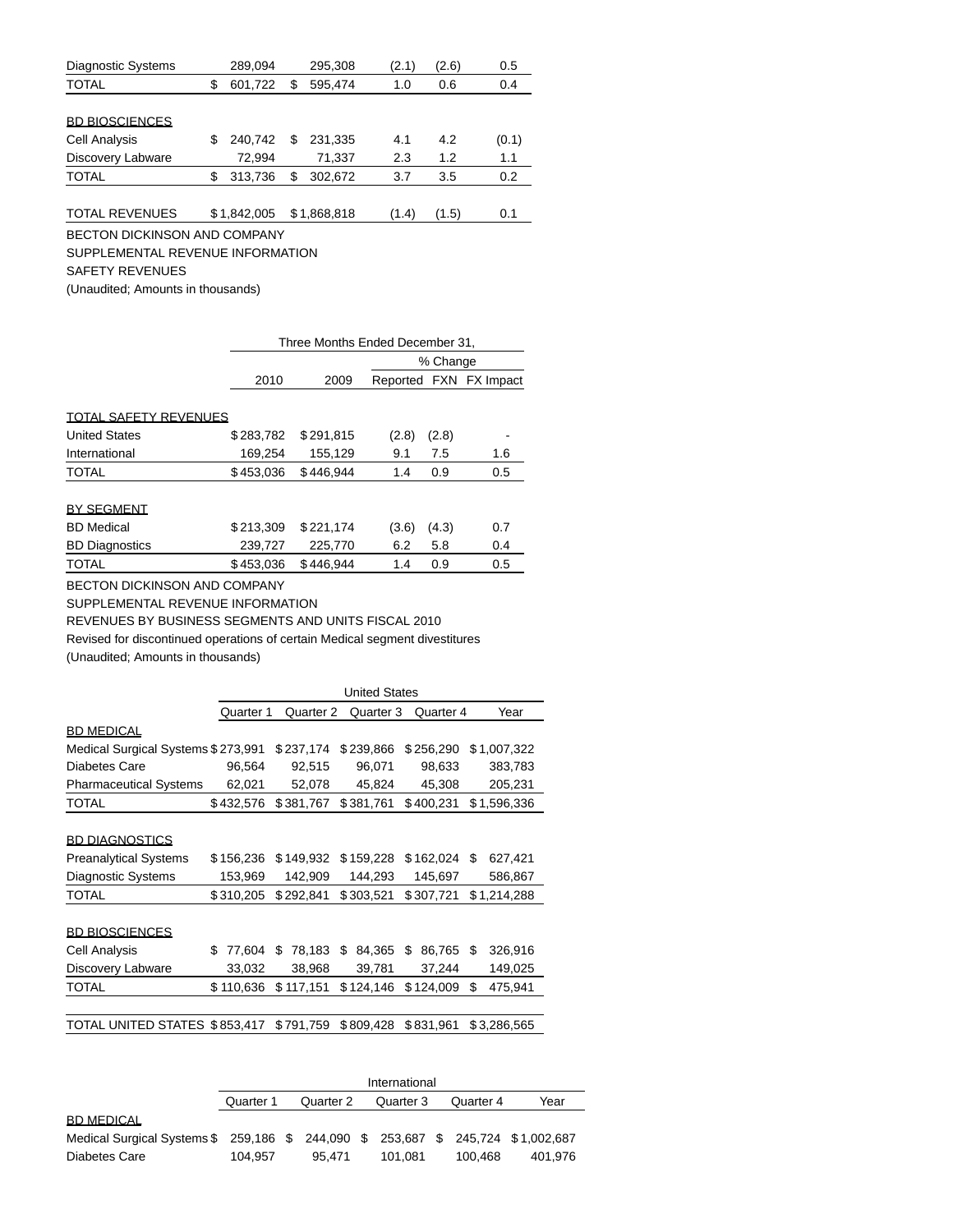| | | | Reported | FXN | FX Impact |
|---|---|---|---|---|---|
| Diagnostic Systems | 289,094 | 295,308 | (2.1) | (2.6) | 0.5 |
| TOTAL | $ 601,722 | $ 595,474 | 1.0 | 0.6 | 0.4 |
| | | | | | |
| BD BIOSCIENCES | | | | | |
| Cell Analysis | $ 240,742 | $ 231,335 | 4.1 | 4.2 | (0.1) |
| Discovery Labware | 72,994 | 71,337 | 2.3 | 1.2 | 1.1 |
| TOTAL | $ 313,736 | $ 302,672 | 3.7 | 3.5 | 0.2 |
| | | | | | |
| TOTAL REVENUES | $ 1,842,005 | $ 1,868,818 | (1.4) | (1.5) | 0.1 |

BECTON DICKINSON AND COMPANY

SUPPLEMENTAL REVENUE INFORMATION

SAFETY REVENUES

(Unaudited; Amounts in thousands)

| | Three Months Ended December 31, | | | | |
|---|---|---|---|---|---|
| | | | % Change | | |
| | 2010 | 2009 | Reported | FXN | FX Impact |
| TOTAL SAFETY REVENUES | | | | | |
| United States | $ 283,782 | $ 291,815 | (2.8) | (2.8) | - |
| International | 169,254 | 155,129 | 9.1 | 7.5 | 1.6 |
| TOTAL | $ 453,036 | $ 446,944 | 1.4 | 0.9 | 0.5 |
| | | | | | |
| BY SEGMENT | | | | | |
| BD Medical | $ 213,309 | $ 221,174 | (3.6) | (4.3) | 0.7 |
| BD Diagnostics | 239,727 | 225,770 | 6.2 | 5.8 | 0.4 |
| TOTAL | $ 453,036 | $ 446,944 | 1.4 | 0.9 | 0.5 |

BECTON DICKINSON AND COMPANY

SUPPLEMENTAL REVENUE INFORMATION

REVENUES BY BUSINESS SEGMENTS AND UNITS FISCAL 2010

Revised for discontinued operations of certain Medical segment divestitures

(Unaudited; Amounts in thousands)

| | United States | | | | |
|---|---|---|---|---|---|
| | Quarter 1 | Quarter 2 | Quarter 3 | Quarter 4 | Year |
| BD MEDICAL | | | | | |
| Medical Surgical Systems | $ 273,991 | $ 237,174 | $ 239,866 | $ 256,290 | $ 1,007,322 |
| Diabetes Care | 96,564 | 92,515 | 96,071 | 98,633 | 383,783 |
| Pharmaceutical Systems | 62,021 | 52,078 | 45,824 | 45,308 | 205,231 |
| TOTAL | $ 432,576 | $ 381,767 | $ 381,761 | $ 400,231 | $ 1,596,336 |
| | | | | | |
| BD DIAGNOSTICS | | | | | |
| Preanalytical Systems | $ 156,236 | $ 149,932 | $ 159,228 | $ 162,024 | $ 627,421 |
| Diagnostic Systems | 153,969 | 142,909 | 144,293 | 145,697 | 586,867 |
| TOTAL | $ 310,205 | $ 292,841 | $ 303,521 | $ 307,721 | $ 1,214,288 |
| | | | | | |
| BD BIOSCIENCES | | | | | |
| Cell Analysis | $ 77,604 | $ 78,183 | $ 84,365 | $ 86,765 | $ 326,916 |
| Discovery Labware | 33,032 | 38,968 | 39,781 | 37,244 | 149,025 |
| TOTAL | $ 110,636 | $ 117,151 | $ 124,146 | $ 124,009 | $ 475,941 |
| | | | | | |
| TOTAL UNITED STATES | $ 853,417 | $ 791,759 | $ 809,428 | $ 831,961 | $ 3,286,565 |

| | International | | | | |
|---|---|---|---|---|---|
| | Quarter 1 | Quarter 2 | Quarter 3 | Quarter 4 | Year |
| BD MEDICAL | | | | | |
| Medical Surgical Systems | $ 259,186 | $ 244,090 | $ 253,687 | $ 245,724 | $ 1,002,687 |
| Diabetes Care | 104,957 | 95,471 | 101,081 | 100,468 | 401,976 |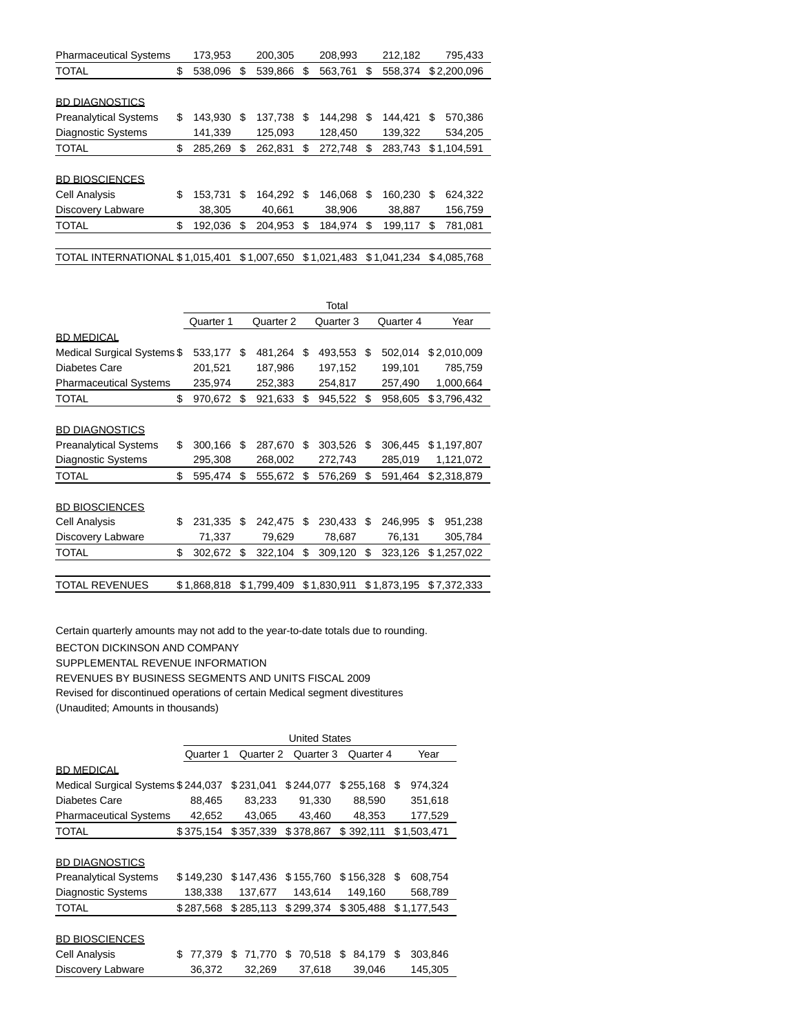| | | | | | |
|---|---|---|---|---|---|
| Pharmaceutical Systems | 173,953 | 200,305 | 208,993 | 212,182 | 795,433 |
| TOTAL | $ 538,096 | $ 539,866 | $ 563,761 | $ 558,374 | $ 2,200,096 |
| | | | | | |
| BD DIAGNOSTICS | | | | | |
| Preanalytical Systems | $ 143,930 | $ 137,738 | $ 144,298 | $ 144,421 | $ 570,386 |
| Diagnostic Systems | 141,339 | 125,093 | 128,450 | 139,322 | 534,205 |
| TOTAL | $ 285,269 | $ 262,831 | $ 272,748 | $ 283,743 | $ 1,104,591 |
| | | | | | |
| BD BIOSCIENCES | | | | | |
| Cell Analysis | $ 153,731 | $ 164,292 | $ 146,068 | $ 160,230 | $ 624,322 |
| Discovery Labware | 38,305 | 40,661 | 38,906 | 38,887 | 156,759 |
| TOTAL | $ 192,036 | $ 204,953 | $ 184,974 | $ 199,117 | $ 781,081 |
| | | | | | |
| TOTAL INTERNATIONAL | $ 1,015,401 | $ 1,007,650 | $ 1,021,483 | $ 1,041,234 | $ 4,085,768 |

| | Total | | | | |
|---|---|---|---|---|---|
| | Quarter 1 | Quarter 2 | Quarter 3 | Quarter 4 | Year |
| BD MEDICAL | | | | | |
| Medical Surgical Systems | $ 533,177 | $ 481,264 | $ 493,553 | $ 502,014 | $ 2,010,009 |
| Diabetes Care | 201,521 | 187,986 | 197,152 | 199,101 | 785,759 |
| Pharmaceutical Systems | 235,974 | 252,383 | 254,817 | 257,490 | 1,000,664 |
| TOTAL | $ 970,672 | $ 921,633 | $ 945,522 | $ 958,605 | $ 3,796,432 |
| | | | | | |
| BD DIAGNOSTICS | | | | | |
| Preanalytical Systems | $ 300,166 | $ 287,670 | $ 303,526 | $ 306,445 | $ 1,197,807 |
| Diagnostic Systems | 295,308 | 268,002 | 272,743 | 285,019 | 1,121,072 |
| TOTAL | $ 595,474 | $ 555,672 | $ 576,269 | $ 591,464 | $ 2,318,879 |
| | | | | | |
| BD BIOSCIENCES | | | | | |
| Cell Analysis | $ 231,335 | $ 242,475 | $ 230,433 | $ 246,995 | $ 951,238 |
| Discovery Labware | 71,337 | 79,629 | 78,687 | 76,131 | 305,784 |
| TOTAL | $ 302,672 | $ 322,104 | $ 309,120 | $ 323,126 | $ 1,257,022 |
| | | | | | |
| TOTAL REVENUES | $ 1,868,818 | $ 1,799,409 | $ 1,830,911 | $ 1,873,195 | $ 7,372,333 |

Certain quarterly amounts may not add to the year-to-date totals due to rounding.

BECTON DICKINSON AND COMPANY

SUPPLEMENTAL REVENUE INFORMATION

REVENUES BY BUSINESS SEGMENTS AND UNITS FISCAL 2009

Revised for discontinued operations of certain Medical segment divestitures

(Unaudited; Amounts in thousands)

| | United States | | | | |
|---|---|---|---|---|---|
| | Quarter 1 | Quarter 2 | Quarter 3 | Quarter 4 | Year |
| BD MEDICAL | | | | | |
| Medical Surgical Systems | $ 244,037 | $ 231,041 | $ 244,077 | $ 255,168 | $ 974,324 |
| Diabetes Care | 88,465 | 83,233 | 91,330 | 88,590 | 351,618 |
| Pharmaceutical Systems | 42,652 | 43,065 | 43,460 | 48,353 | 177,529 |
| TOTAL | $ 375,154 | $ 357,339 | $ 378,867 | $ 392,111 | $ 1,503,471 |
| | | | | | |
| BD DIAGNOSTICS | | | | | |
| Preanalytical Systems | $ 149,230 | $ 147,436 | $ 155,760 | $ 156,328 | $ 608,754 |
| Diagnostic Systems | 138,338 | 137,677 | 143,614 | 149,160 | 568,789 |
| TOTAL | $ 287,568 | $ 285,113 | $ 299,374 | $ 305,488 | $ 1,177,543 |
| | | | | | |
| BD BIOSCIENCES | | | | | |
| Cell Analysis | $ 77,379 | $ 71,770 | $ 70,518 | $ 84,179 | $ 303,846 |
| Discovery Labware | 36,372 | 32,269 | 37,618 | 39,046 | 145,305 |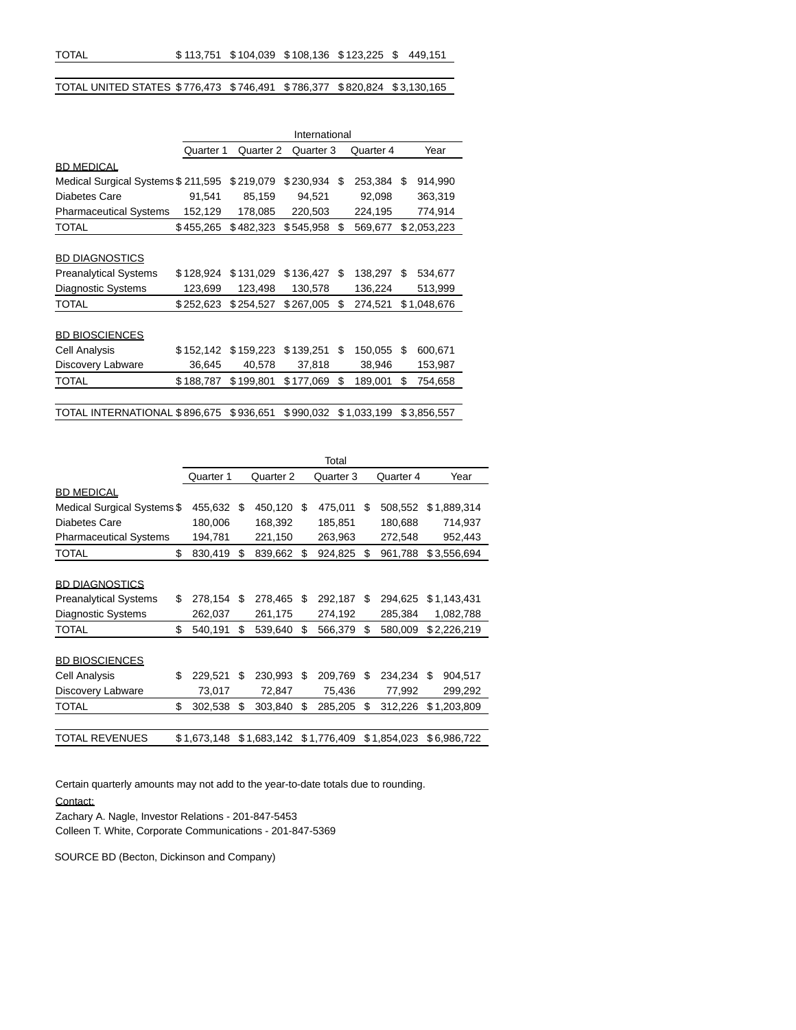| | | | | | |
|---|---|---|---|---|---|
| TOTAL | $ 113,751 | $ 104,039 | $ 108,136 | $ 123,225 | $ 449,151 |
| | | | | | |
| TOTAL UNITED STATES | $ 776,473 | $ 746,491 | $ 786,377 | $ 820,824 | $ 3,130,165 |

| | International | | | | |
|---|---|---|---|---|---|
| | Quarter 1 | Quarter 2 | Quarter 3 | Quarter 4 | Year |
| BD MEDICAL | | | | | |
| Medical Surgical Systems | $ 211,595 | $ 219,079 | $ 230,934 | $ 253,384 | $ 914,990 |
| Diabetes Care | 91,541 | 85,159 | 94,521 | 92,098 | 363,319 |
| Pharmaceutical Systems | 152,129 | 178,085 | 220,503 | 224,195 | 774,914 |
| TOTAL | $ 455,265 | $ 482,323 | $ 545,958 | $ 569,677 | $ 2,053,223 |
| | | | | | |
| BD DIAGNOSTICS | | | | | |
| Preanalytical Systems | $ 128,924 | $ 131,029 | $ 136,427 | $ 138,297 | $ 534,677 |
| Diagnostic Systems | 123,699 | 123,498 | 130,578 | 136,224 | 513,999 |
| TOTAL | $ 252,623 | $ 254,527 | $ 267,005 | $ 274,521 | $ 1,048,676 |
| | | | | | |
| BD BIOSCIENCES | | | | | |
| Cell Analysis | $ 152,142 | $ 159,223 | $ 139,251 | $ 150,055 | $ 600,671 |
| Discovery Labware | 36,645 | 40,578 | 37,818 | 38,946 | 153,987 |
| TOTAL | $ 188,787 | $ 199,801 | $ 177,069 | $ 189,001 | $ 754,658 |
| | | | | | |
| TOTAL INTERNATIONAL | $ 896,675 | $ 936,651 | $ 990,032 | $ 1,033,199 | $ 3,856,557 |

| | Total | | | | |
|---|---|---|---|---|---|
| | Quarter 1 | Quarter 2 | Quarter 3 | Quarter 4 | Year |
| BD MEDICAL | | | | | |
| Medical Surgical Systems | $ 455,632 | $ 450,120 | $ 475,011 | $ 508,552 | $ 1,889,314 |
| Diabetes Care | 180,006 | 168,392 | 185,851 | 180,688 | 714,937 |
| Pharmaceutical Systems | 194,781 | 221,150 | 263,963 | 272,548 | 952,443 |
| TOTAL | $ 830,419 | $ 839,662 | $ 924,825 | $ 961,788 | $ 3,556,694 |
| | | | | | |
| BD DIAGNOSTICS | | | | | |
| Preanalytical Systems | $ 278,154 | $ 278,465 | $ 292,187 | $ 294,625 | $ 1,143,431 |
| Diagnostic Systems | 262,037 | 261,175 | 274,192 | 285,384 | 1,082,788 |
| TOTAL | $ 540,191 | $ 539,640 | $ 566,379 | $ 580,009 | $ 2,226,219 |
| | | | | | |
| BD BIOSCIENCES | | | | | |
| Cell Analysis | $ 229,521 | $ 230,993 | $ 209,769 | $ 234,234 | $ 904,517 |
| Discovery Labware | 73,017 | 72,847 | 75,436 | 77,992 | 299,292 |
| TOTAL | $ 302,538 | $ 303,840 | $ 285,205 | $ 312,226 | $ 1,203,809 |
| | | | | | |
| TOTAL REVENUES | $ 1,673,148 | $ 1,683,142 | $ 1,776,409 | $ 1,854,023 | $ 6,986,722 |

Certain quarterly amounts may not add to the year-to-date totals due to rounding.

Contact:

Zachary A. Nagle, Investor Relations - 201-847-5453

Colleen T. White, Corporate Communications - 201-847-5369

SOURCE BD (Becton, Dickinson and Company)